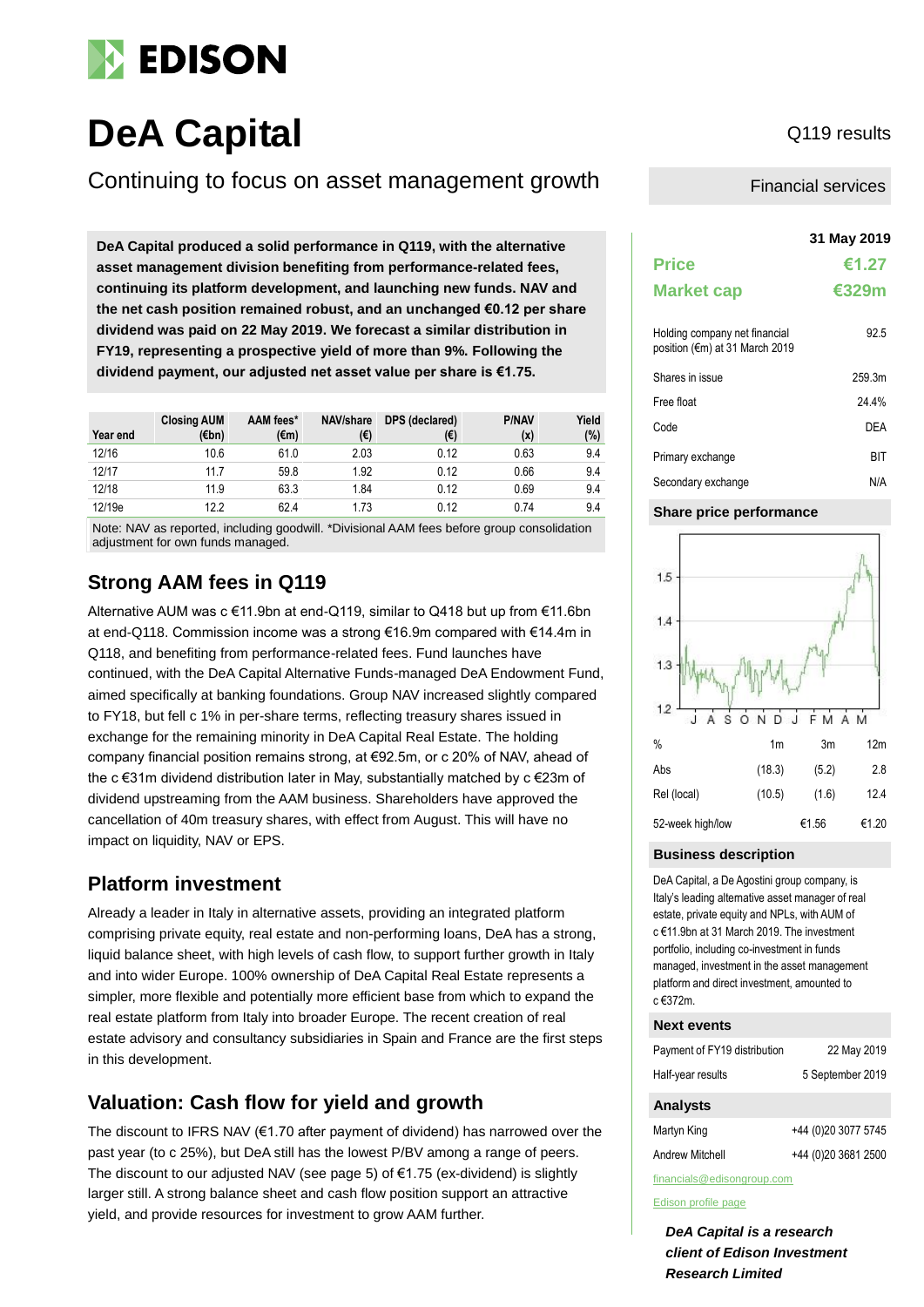EDISON

# DeA Capital

Q119 results

## Continuing to focus on asset management growth

Financial services

**DeA Capital produced a solid performance in Q119, with the alternative asset management division benefiting from performance-related fees, continuing its platform development, and launching new funds. NAV and the net cash position remained robust, and an unchanged €0.12 per share dividend was paid on 22 May 2019. We forecast a similar distribution in FY19, representing a prospective yield of more than 9%. Following the dividend payment, our adjusted net asset value per share is €1.75.**

| Year end | Closing AUM (€bn) | AAM fees* (€m) | NAV/share (€) | DPS (declared) (€) | P/NAV (x) | Yield (%) |
|---|---|---|---|---|---|---|
| 12/16 | 10.6 | 61.0 | 2.03 | 0.12 | 0.63 | 9.4 |
| 12/17 | 11.7 | 59.8 | 1.92 | 0.12 | 0.66 | 9.4 |
| 12/18 | 11.9 | 63.3 | 1.84 | 0.12 | 0.69 | 9.4 |
| 12/19e | 12.2 | 62.4 | 1.73 | 0.12 | 0.74 | 9.4 |

Note: NAV as reported, including goodwill. *Divisional AAM fees before group consolidation adjustment for own funds managed.

## Strong AAM fees in Q119

Alternative AUM was c €11.9bn at end-Q119, similar to Q418 but up from €11.6bn at end-Q118. Commission income was a strong €16.9m compared with €14.4m in Q118, and benefiting from performance-related fees. Fund launches have continued, with the DeA Capital Alternative Funds-managed DeA Endowment Fund, aimed specifically at banking foundations. Group NAV increased slightly compared to FY18, but fell c 1% in per-share terms, reflecting treasury shares issued in exchange for the remaining minority in DeA Capital Real Estate. The holding company financial position remains strong, at €92.5m, or c 20% of NAV, ahead of the c €31m dividend distribution later in May, substantially matched by c €23m of dividend upstreaming from the AAM business. Shareholders have approved the cancellation of 40m treasury shares, with effect from August. This will have no impact on liquidity, NAV or EPS.

## Platform investment

Already a leader in Italy in alternative assets, providing an integrated platform comprising private equity, real estate and non-performing loans, DeA has a strong, liquid balance sheet, with high levels of cash flow, to support further growth in Italy and into wider Europe. 100% ownership of DeA Capital Real Estate represents a simpler, more flexible and potentially more efficient base from which to expand the real estate platform from Italy into broader Europe. The recent creation of real estate advisory and consultancy subsidiaries in Spain and France are the first steps in this development.

## Valuation: Cash flow for yield and growth

The discount to IFRS NAV (€1.70 after payment of dividend) has narrowed over the past year (to c 25%), but DeA still has the lowest P/BV among a range of peers. The discount to our adjusted NAV (see page 5) of €1.75 (ex-dividend) is slightly larger still. A strong balance sheet and cash flow position support an attractive yield, and provide resources for investment to grow AAM further.

**31 May 2019**

| | |
|---|---|
| **Price** | **€1.27** |
| **Market cap** | **€329m** |

| | |
|---|---|
| Holding company net financial position (€m) at 31 March 2019 | 92.5 |
| Shares in issue | 259.3m |
| Free float | 24.4% |
| Code | DEA |
| Primary exchange | BIT |
| Secondary exchange | N/A |

### Share price performance

| % | 1m | 3m | 12m |
|---|---|---|---|
| Abs | (18.3) | (5.2) | 2.8 |
| Rel (local) | (10.5) | (1.6) | 12.4 |
| 52-week high/low | | €1.56 | €1.20 |

### Business description

DeA Capital, a De Agostini group company, is Italy's leading alternative asset manager of real estate, private equity and NPLs, with AUM of c €11.9bn at 31 March 2019. The investment portfolio, including co-investment in funds managed, investment in the asset management platform and direct investment, amounted to c €372m.

### Next events

| | |
|---|---|
| Payment of FY19 distribution | 22 May 2019 |
| Half-year results | 5 September 2019 |

### Analysts

| | |
|---|---|
| Martyn King | +44 (0)20 3077 5745 |
| Andrew Mitchell | +44 (0)20 3681 2500 |

financials@edisongroup.com

Edison profile page

***DeA Capital is a research client of Edison Investment Research Limited***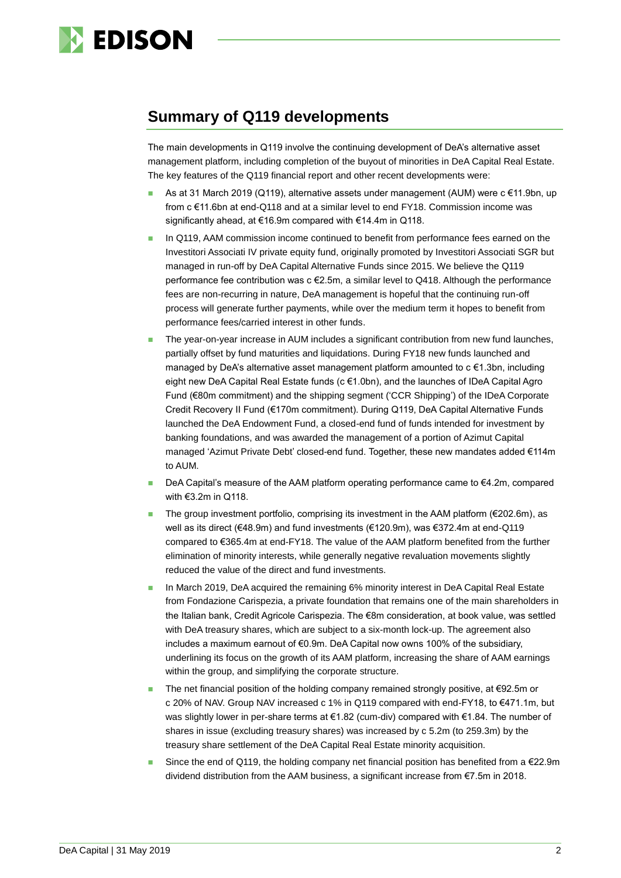## Summary of Q119 developments

The main developments in Q119 involve the continuing development of DeA's alternative asset management platform, including completion of the buyout of minorities in DeA Capital Real Estate. The key features of the Q119 financial report and other recent developments were:

- As at 31 March 2019 (Q119), alternative assets under management (AUM) were c €11.9bn, up from c €11.6bn at end-Q118 and at a similar level to end FY18. Commission income was significantly ahead, at €16.9m compared with €14.4m in Q118.
- In Q119, AAM commission income continued to benefit from performance fees earned on the Investitori Associati IV private equity fund, originally promoted by Investitori Associati SGR but managed in run-off by DeA Capital Alternative Funds since 2015. We believe the Q119 performance fee contribution was c €2.5m, a similar level to Q418. Although the performance fees are non-recurring in nature, DeA management is hopeful that the continuing run-off process will generate further payments, while over the medium term it hopes to benefit from performance fees/carried interest in other funds.
- The year-on-year increase in AUM includes a significant contribution from new fund launches, partially offset by fund maturities and liquidations. During FY18 new funds launched and managed by DeA's alternative asset management platform amounted to c €1.3bn, including eight new DeA Capital Real Estate funds (c €1.0bn), and the launches of IDeA Capital Agro Fund (€80m commitment) and the shipping segment ('CCR Shipping') of the IDeA Corporate Credit Recovery II Fund (€170m commitment). During Q119, DeA Capital Alternative Funds launched the DeA Endowment Fund, a closed-end fund of funds intended for investment by banking foundations, and was awarded the management of a portion of Azimut Capital managed 'Azimut Private Debt' closed-end fund. Together, these new mandates added €114m to AUM.
- DeA Capital's measure of the AAM platform operating performance came to €4.2m, compared with €3.2m in Q118.
- The group investment portfolio, comprising its investment in the AAM platform (€202.6m), as well as its direct (€48.9m) and fund investments (€120.9m), was €372.4m at end-Q119 compared to €365.4m at end-FY18. The value of the AAM platform benefited from the further elimination of minority interests, while generally negative revaluation movements slightly reduced the value of the direct and fund investments.
- In March 2019, DeA acquired the remaining 6% minority interest in DeA Capital Real Estate from Fondazione Carispezia, a private foundation that remains one of the main shareholders in the Italian bank, Credit Agricole Carispezia. The €8m consideration, at book value, was settled with DeA treasury shares, which are subject to a six-month lock-up. The agreement also includes a maximum earnout of €0.9m. DeA Capital now owns 100% of the subsidiary, underlining its focus on the growth of its AAM platform, increasing the share of AAM earnings within the group, and simplifying the corporate structure.
- The net financial position of the holding company remained strongly positive, at €92.5m or c 20% of NAV. Group NAV increased c 1% in Q119 compared with end-FY18, to €471.1m, but was slightly lower in per-share terms at €1.82 (cum-div) compared with €1.84. The number of shares in issue (excluding treasury shares) was increased by c 5.2m (to 259.3m) by the treasury share settlement of the DeA Capital Real Estate minority acquisition.
- Since the end of Q119, the holding company net financial position has benefited from a €22.9m dividend distribution from the AAM business, a significant increase from €7.5m in 2018.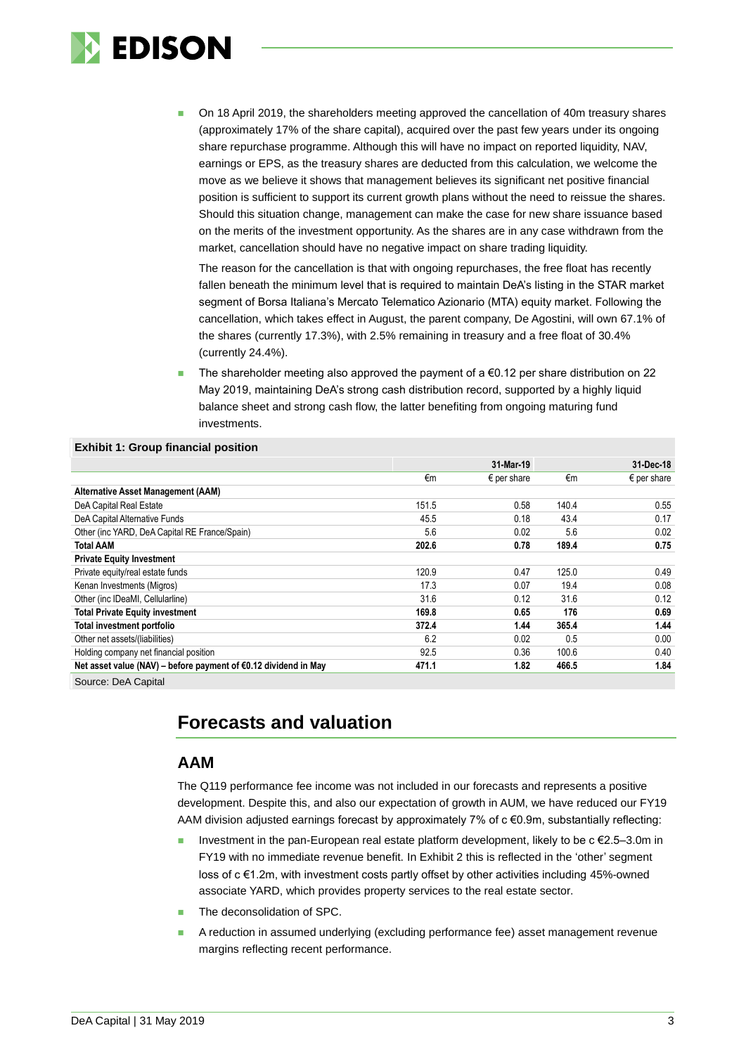- On 18 April 2019, the shareholders meeting approved the cancellation of 40m treasury shares (approximately 17% of the share capital), acquired over the past few years under its ongoing share repurchase programme. Although this will have no impact on reported liquidity, NAV, earnings or EPS, as the treasury shares are deducted from this calculation, we welcome the move as we believe it shows that management believes its significant net positive financial position is sufficient to support its current growth plans without the need to reissue the shares. Should this situation change, management can make the case for new share issuance based on the merits of the investment opportunity. As the shares are in any case withdrawn from the market, cancellation should have no negative impact on share trading liquidity.

  The reason for the cancellation is that with ongoing repurchases, the free float has recently fallen beneath the minimum level that is required to maintain DeA's listing in the STAR market segment of Borsa Italiana's Mercato Telematico Azionario (MTA) equity market. Following the cancellation, which takes effect in August, the parent company, De Agostini, will own 67.1% of the shares (currently 17.3%), with 2.5% remaining in treasury and a free float of 30.4% (currently 24.4%).

- The shareholder meeting also approved the payment of a €0.12 per share distribution on 22 May 2019, maintaining DeA's strong cash distribution record, supported by a highly liquid balance sheet and strong cash flow, the latter benefiting from ongoing maturing fund investments.

**Exhibit 1: Group financial position**

| | 31-Mar-19 | | 31-Dec-18 | |
|---|---|---|---|---|
| | €m | € per share | €m | € per share |
| **Alternative Asset Management (AAM)** | | | | |
| DeA Capital Real Estate | 151.5 | 0.58 | 140.4 | 0.55 |
| DeA Capital Alternative Funds | 45.5 | 0.18 | 43.4 | 0.17 |
| Other (inc YARD, DeA Capital RE France/Spain) | 5.6 | 0.02 | 5.6 | 0.02 |
| **Total AAM** | **202.6** | **0.78** | **189.4** | **0.75** |
| **Private Equity Investment** | | | | |
| Private equity/real estate funds | 120.9 | 0.47 | 125.0 | 0.49 |
| Kenan Investments (Migros) | 17.3 | 0.07 | 19.4 | 0.08 |
| Other (inc IDeaMI, Cellularline) | 31.6 | 0.12 | 31.6 | 0.12 |
| **Total Private Equity investment** | **169.8** | **0.65** | **176** | **0.69** |
| **Total investment portfolio** | **372.4** | **1.44** | **365.4** | **1.44** |
| Other net assets/(liabilities) | 6.2 | 0.02 | 0.5 | 0.00 |
| Holding company net financial position | 92.5 | 0.36 | 100.6 | 0.40 |
| **Net asset value (NAV) – before payment of €0.12 dividend in May** | **471.1** | **1.82** | **466.5** | **1.84** |

Source: DeA Capital

## Forecasts and valuation

### AAM

The Q119 performance fee income was not included in our forecasts and represents a positive development. Despite this, and also our expectation of growth in AUM, we have reduced our FY19 AAM division adjusted earnings forecast by approximately 7% of c €0.9m, substantially reflecting:

- Investment in the pan-European real estate platform development, likely to be c €2.5–3.0m in FY19 with no immediate revenue benefit. In Exhibit 2 this is reflected in the 'other' segment loss of c €1.2m, with investment costs partly offset by other activities including 45%-owned associate YARD, which provides property services to the real estate sector.
- The deconsolidation of SPC.
- A reduction in assumed underlying (excluding performance fee) asset management revenue margins reflecting recent performance.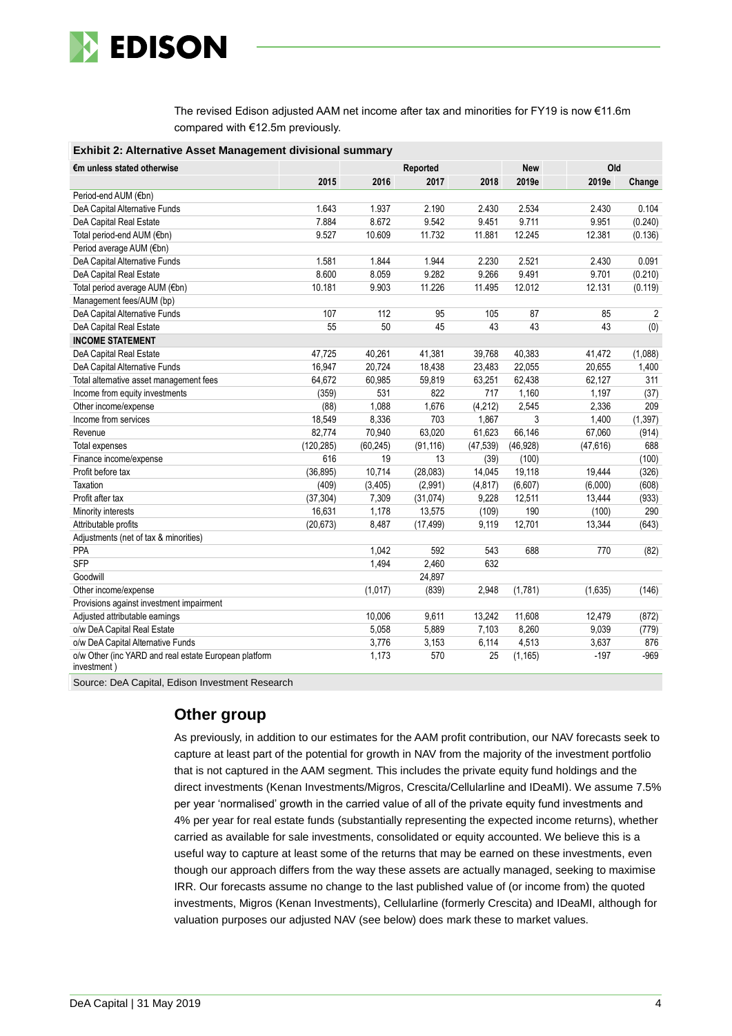The revised Edison adjusted AAM net income after tax and minorities for FY19 is now €11.6m compared with €12.5m previously.

**Exhibit 2: Alternative Asset Management divisional summary**

| €m unless stated otherwise | Reported | | | | New | Old | |
|---|---|---|---|---|---|---|---|
| | 2015 | 2016 | 2017 | 2018 | 2019e | 2019e | Change |
| Period-end AUM (€bn) | | | | | | | |
| DeA Capital Alternative Funds | 1.643 | 1.937 | 2.190 | 2.430 | 2.534 | 2.430 | 0.104 |
| DeA Capital Real Estate | 7.884 | 8.672 | 9.542 | 9.451 | 9.711 | 9.951 | (0.240) |
| Total period-end AUM (€bn) | 9.527 | 10.609 | 11.732 | 11.881 | 12.245 | 12.381 | (0.136) |
| Period average AUM (€bn) | | | | | | | |
| DeA Capital Alternative Funds | 1.581 | 1.844 | 1.944 | 2.230 | 2.521 | 2.430 | 0.091 |
| DeA Capital Real Estate | 8.600 | 8.059 | 9.282 | 9.266 | 9.491 | 9.701 | (0.210) |
| Total period average AUM (€bn) | 10.181 | 9.903 | 11.226 | 11.495 | 12.012 | 12.131 | (0.119) |
| Management fees/AUM (bp) | | | | | | | |
| DeA Capital Alternative Funds | 107 | 112 | 95 | 105 | 87 | 85 | 2 |
| DeA Capital Real Estate | 55 | 50 | 45 | 43 | 43 | 43 | (0) |
| **INCOME STATEMENT** | | | | | | | |
| DeA Capital Real Estate | 47,725 | 40,261 | 41,381 | 39,768 | 40,383 | 41,472 | (1,088) |
| DeA Capital Alternative Funds | 16,947 | 20,724 | 18,438 | 23,483 | 22,055 | 20,655 | 1,400 |
| Total alternative asset management fees | 64,672 | 60,985 | 59,819 | 63,251 | 62,438 | 62,127 | 311 |
| Income from equity investments | (359) | 531 | 822 | 717 | 1,160 | 1,197 | (37) |
| Other income/expense | (88) | 1,088 | 1,676 | (4,212) | 2,545 | 2,336 | 209 |
| Income from services | 18,549 | 8,336 | 703 | 1,867 | 3 | 1,400 | (1,397) |
| Revenue | 82,774 | 70,940 | 63,020 | 61,623 | 66,146 | 67,060 | (914) |
| Total expenses | (120,285) | (60,245) | (91,116) | (47,539) | (46,928) | (47,616) | 688 |
| Finance income/expense | 616 | 19 | 13 | (39) | (100) | | (100) |
| Profit before tax | (36,895) | 10,714 | (28,083) | 14,045 | 19,118 | 19,444 | (326) |
| Taxation | (409) | (3,405) | (2,991) | (4,817) | (6,607) | (6,000) | (608) |
| Profit after tax | (37,304) | 7,309 | (31,074) | 9,228 | 12,511 | 13,444 | (933) |
| Minority interests | 16,631 | 1,178 | 13,575 | (109) | 190 | (100) | 290 |
| Attributable profits | (20,673) | 8,487 | (17,499) | 9,119 | 12,701 | 13,344 | (643) |
| Adjustments (net of tax & minorities) | | | | | | | |
| PPA | | 1,042 | 592 | 543 | 688 | 770 | (82) |
| SFP | | 1,494 | 2,460 | 632 | | | |
| Goodwill | | | 24,897 | | | | |
| Other income/expense | | (1,017) | (839) | 2,948 | (1,781) | (1,635) | (146) |
| Provisions against investment impairment | | | | | | | |
| Adjusted attributable earnings | | 10,006 | 9,611 | 13,242 | 11,608 | 12,479 | (872) |
| o/w DeA Capital Real Estate | | 5,058 | 5,889 | 7,103 | 8,260 | 9,039 | (779) |
| o/w DeA Capital Alternative Funds | | 3,776 | 3,153 | 6,114 | 4,513 | 3,637 | 876 |
| o/w Other (inc YARD and real estate European platform investment ) | | 1,173 | 570 | 25 | (1,165) | -197 | -969 |

Source: DeA Capital, Edison Investment Research

## Other group

As previously, in addition to our estimates for the AAM profit contribution, our NAV forecasts seek to capture at least part of the potential for growth in NAV from the majority of the investment portfolio that is not captured in the AAM segment. This includes the private equity fund holdings and the direct investments (Kenan Investments/Migros, Crescita/Cellularline and IDeaMI). We assume 7.5% per year 'normalised' growth in the carried value of all of the private equity fund investments and 4% per year for real estate funds (substantially representing the expected income returns), whether carried as available for sale investments, consolidated or equity accounted. We believe this is a useful way to capture at least some of the returns that may be earned on these investments, even though our approach differs from the way these assets are actually managed, seeking to maximise IRR. Our forecasts assume no change to the last published value of (or income from) the quoted investments, Migros (Kenan Investments), Cellularline (formerly Crescita) and IDeaMI, although for valuation purposes our adjusted NAV (see below) does mark these to market values.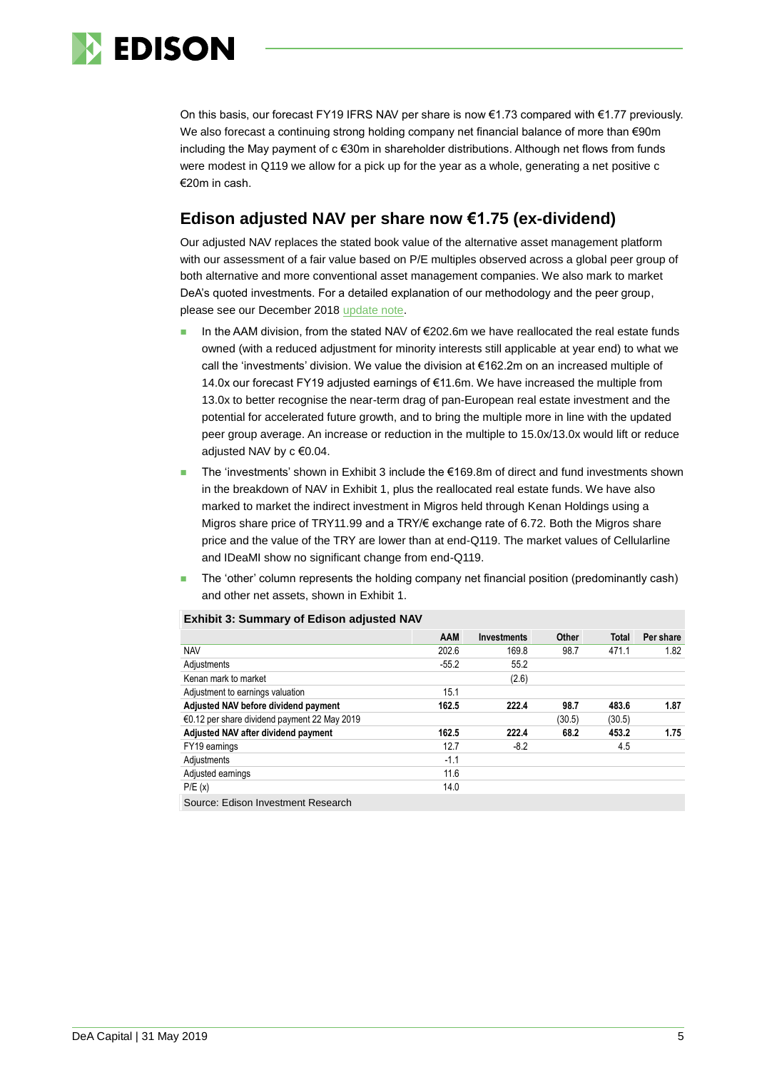On this basis, our forecast FY19 IFRS NAV per share is now €1.73 compared with €1.77 previously. We also forecast a continuing strong holding company net financial balance of more than €90m including the May payment of c €30m in shareholder distributions. Although net flows from funds were modest in Q119 we allow for a pick up for the year as a whole, generating a net positive c €20m in cash.

## Edison adjusted NAV per share now €1.75 (ex-dividend)

Our adjusted NAV replaces the stated book value of the alternative asset management platform with our assessment of a fair value based on P/E multiples observed across a global peer group of both alternative and more conventional asset management companies. We also mark to market DeA's quoted investments. For a detailed explanation of our methodology and the peer group, please see our December 2018 update note.

- In the AAM division, from the stated NAV of €202.6m we have reallocated the real estate funds owned (with a reduced adjustment for minority interests still applicable at year end) to what we call the 'investments' division. We value the division at €162.2m on an increased multiple of 14.0x our forecast FY19 adjusted earnings of €11.6m. We have increased the multiple from 13.0x to better recognise the near-term drag of pan-European real estate investment and the potential for accelerated future growth, and to bring the multiple more in line with the updated peer group average. An increase or reduction in the multiple to 15.0x/13.0x would lift or reduce adjusted NAV by c €0.04.
- The 'investments' shown in Exhibit 3 include the €169.8m of direct and fund investments shown in the breakdown of NAV in Exhibit 1, plus the reallocated real estate funds. We have also marked to market the indirect investment in Migros held through Kenan Holdings using a Migros share price of TRY11.99 and a TRY/€ exchange rate of 6.72. Both the Migros share price and the value of the TRY are lower than at end-Q119. The market values of Cellularline and IDeaMI show no significant change from end-Q119.
- The 'other' column represents the holding company net financial position (predominantly cash) and other net assets, shown in Exhibit 1.

**Exhibit 3: Summary of Edison adjusted NAV**

| | AAM | Investments | Other | Total | Per share |
|---|---|---|---|---|---|
| NAV | 202.6 | 169.8 | 98.7 | 471.1 | 1.82 |
| Adjustments | -55.2 | 55.2 | | | |
| Kenan mark to market | | (2.6) | | | |
| Adjustment to earnings valuation | 15.1 | | | | |
| **Adjusted NAV before dividend payment** | **162.5** | **222.4** | **98.7** | **483.6** | **1.87** |
| €0.12 per share dividend payment 22 May 2019 | | | (30.5) | (30.5) | |
| **Adjusted NAV after dividend payment** | **162.5** | **222.4** | **68.2** | **453.2** | **1.75** |
| FY19 earnings | 12.7 | -8.2 | | 4.5 | |
| Adjustments | -1.1 | | | | |
| Adjusted earnings | 11.6 | | | | |
| P/E (x) | 14.0 | | | | |

Source: Edison Investment Research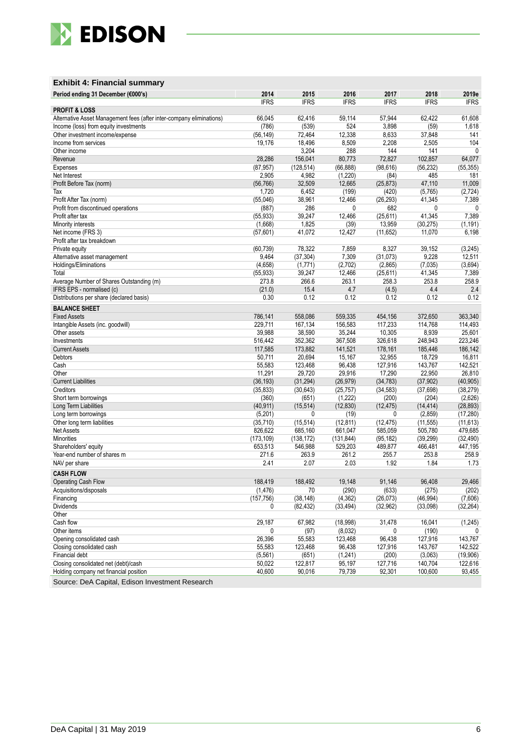### Exhibit 4: Financial summary

| Period ending 31 December (€000's) | 2014 | 2015 | 2016 | 2017 | 2018 | 2019e |
|---|---|---|---|---|---|---|
| | IFRS | IFRS | IFRS | IFRS | IFRS | IFRS |
| **PROFIT & LOSS** | | | | | | |
| Alternative Asset Management fees (after inter-company eliminations) | 66,045 | 62,416 | 59,114 | 57,944 | 62,422 | 61,608 |
| Income (loss) from equity investments | (786) | (539) | 524 | 3,898 | (59) | 1,618 |
| Other investment income/expense | (56,149) | 72,464 | 12,338 | 8,633 | 37,848 | 141 |
| Income from services | 19,176 | 18,496 | 8,509 | 2,208 | 2,505 | 104 |
| Other income | | 3,204 | 288 | 144 | 141 | 0 |
| Revenue | 28,286 | 156,041 | 80,773 | 72,827 | 102,857 | 64,077 |
| Expenses | (87,957) | (128,514) | (66,888) | (98,616) | (56,232) | (55,355) |
| Net Interest | 2,905 | 4,982 | (1,220) | (84) | 485 | 181 |
| Profit Before Tax (norm) | (56,766) | 32,509 | 12,665 | (25,873) | 47,110 | 11,009 |
| Tax | 1,720 | 6,452 | (199) | (420) | (5,765) | (2,724) |
| Profit After Tax (norm) | (55,046) | 38,961 | 12,466 | (26,293) | 41,345 | 7,389 |
| Profit from discontinued operations | (887) | 286 | 0 | 682 | 0 | 0 |
| Profit after tax | (55,933) | 39,247 | 12,466 | (25,611) | 41,345 | 7,389 |
| Minority interests | (1,668) | 1,825 | (39) | 13,959 | (30,275) | (1,191) |
| Net income (FRS 3) | (57,601) | 41,072 | 12,427 | (11,652) | 11,070 | 6,198 |
| Profit after tax breakdown | | | | | | |
| Private equity | (60,739) | 78,322 | 7,859 | 8,327 | 39,152 | (3,245) |
| Alternative asset management | 9,464 | (37,304) | 7,309 | (31,073) | 9,228 | 12,511 |
| Holdings/Eliminations | (4,658) | (1,771) | (2,702) | (2,865) | (7,035) | (3,694) |
| Total | (55,933) | 39,247 | 12,466 | (25,611) | 41,345 | 7,389 |
| Average Number of Shares Outstanding (m) | 273.8 | 266.6 | 263.1 | 258.3 | 253.8 | 258.9 |
| IFRS EPS - normalised (c) | (21.0) | 15.4 | 4.7 | (4.5) | 4.4 | 2.4 |
| Distributions per share (declared basis) | 0.30 | 0.12 | 0.12 | 0.12 | 0.12 | 0.12 |
| **BALANCE SHEET** | | | | | | |
| Fixed Assets | 786,141 | 558,086 | 559,335 | 454,156 | 372,650 | 363,340 |
| Intangible Assets (inc. goodwill) | 229,711 | 167,134 | 156,583 | 117,233 | 114,768 | 114,493 |
| Other assets | 39,988 | 38,590 | 35,244 | 10,305 | 8,939 | 25,601 |
| Investments | 516,442 | 352,362 | 367,508 | 326,618 | 248,943 | 223,246 |
| Current Assets | 117,585 | 173,882 | 141,521 | 178,161 | 185,446 | 186,142 |
| Debtors | 50,711 | 20,694 | 15,167 | 32,955 | 18,729 | 16,811 |
| Cash | 55,583 | 123,468 | 96,438 | 127,916 | 143,767 | 142,521 |
| Other | 11,291 | 29,720 | 29,916 | 17,290 | 22,950 | 26,810 |
| Current Liabilities | (36,193) | (31,294) | (26,979) | (34,783) | (37,902) | (40,905) |
| Creditors | (35,833) | (30,643) | (25,757) | (34,583) | (37,698) | (38,279) |
| Short term borrowings | (360) | (651) | (1,222) | (200) | (204) | (2,626) |
| Long Term Liabilities | (40,911) | (15,514) | (12,830) | (12,475) | (14,414) | (28,893) |
| Long term borrowings | (5,201) | 0 | (19) | 0 | (2,859) | (17,280) |
| Other long term liabilities | (35,710) | (15,514) | (12,811) | (12,475) | (11,555) | (11,613) |
| Net Assets | 826,622 | 685,160 | 661,047 | 585,059 | 505,780 | 479,685 |
| Minorities | (173,109) | (138,172) | (131,844) | (95,182) | (39,299) | (32,490) |
| Shareholders' equity | 653,513 | 546,988 | 529,203 | 489,877 | 466,481 | 447,195 |
| Year-end number of shares m | 271.6 | 263.9 | 261.2 | 255.7 | 253.8 | 258.9 |
| NAV per share | 2.41 | 2.07 | 2.03 | 1.92 | 1.84 | 1.73 |
| **CASH FLOW** | | | | | | |
| Operating Cash Flow | 188,419 | 188,492 | 19,148 | 91,146 | 96,408 | 29,466 |
| Acquisitions/disposals | (1,476) | 70 | (290) | (633) | (275) | (202) |
| Financing | (157,756) | (38,148) | (4,362) | (26,073) | (46,994) | (7,606) |
| Dividends | 0 | (82,432) | (33,494) | (32,962) | (33,098) | (32,264) |
| Other | | | | | | |
| Cash flow | 29,187 | 67,982 | (18,998) | 31,478 | 16,041 | (1,245) |
| Other items | 0 | (97) | (8,032) | 0 | (190) | 0 |
| Opening consolidated cash | 26,396 | 55,583 | 123,468 | 96,438 | 127,916 | 143,767 |
| Closing consolidated cash | 55,583 | 123,468 | 96,438 | 127,916 | 143,767 | 142,522 |
| Financial debt | (5,561) | (651) | (1,241) | (200) | (3,063) | (19,906) |
| Closing consolidated net (debt)/cash | 50,022 | 122,817 | 95,197 | 127,716 | 140,704 | 122,616 |
| Holding company net financial position | 40,600 | 90,016 | 79,739 | 92,301 | 100,600 | 93,455 |

Source: DeA Capital, Edison Investment Research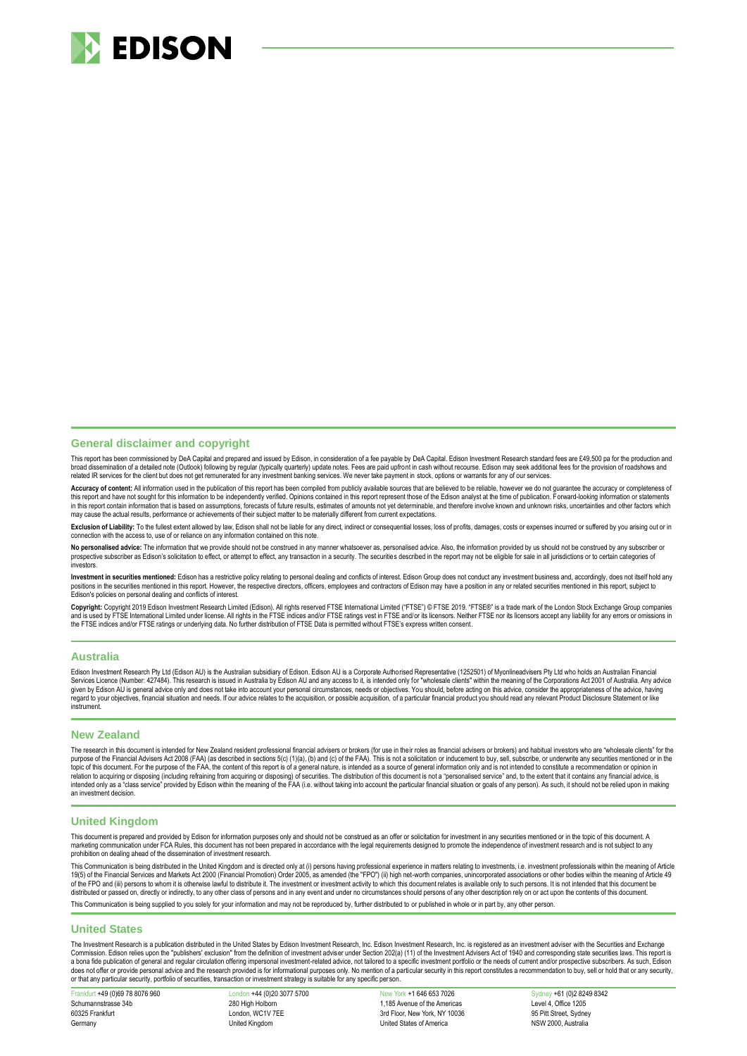# EDISON

## General disclaimer and copyright

This report has been commissioned by DeA Capital and prepared and issued by Edison, in consideration of a fee payable by DeA Capital. Edison Investment Research standard fees are £49,500 pa for the production and broad dissemination of a detailed note (Outlook) following by regular (typically quarterly) update notes. Fees are paid upfront in cash without recourse. Edison may seek additional fees for the provision of roadshows and related IR services for the client but does not get remunerated for any investment banking services. We never take payment in stock, options or warrants for any of our services.

**Accuracy of content:** All information used in the publication of this report has been compiled from publicly available sources that are believed to be reliable, however we do not guarantee the accuracy or completeness of this report and have not sought for this information to be independently verified. Opinions contained in this report represent those of the Edison analyst at the time of publication. Forward-looking information or statements in this report contain information that is based on assumptions, forecasts of future results, estimates of amounts not yet determinable, and therefore involve known and unknown risks, uncertainties and other factors which may cause the actual results, performance or achievements of their subject matter to be materially different from current expectations.

**Exclusion of Liability:** To the fullest extent allowed by law, Edison shall not be liable for any direct, indirect or consequential losses, loss of profits, damages, costs or expenses incurred or suffered by you arising out or in connection with the access to, use of or reliance on any information contained on this note.

**No personalised advice:** The information that we provide should not be construed in any manner whatsoever as, personalised advice. Also, the information provided by us should not be construed by any subscriber or prospective subscriber as Edison's solicitation to effect, or attempt to effect, any transaction in a security. The securities described in the report may not be eligible for sale in all jurisdictions or to certain categories of investors.

**Investment in securities mentioned:** Edison has a restrictive policy relating to personal dealing and conflicts of interest. Edison Group does not conduct any investment business and, accordingly, does not itself hold any positions in the securities mentioned in this report. However, the respective directors, officers, employees and contractors of Edison may have a position in any or related securities mentioned in this report, subject to Edison's policies on personal dealing and conflicts of interest.

**Copyright:** Copyright 2019 Edison Investment Research Limited (Edison). All rights reserved FTSE International Limited ("FTSE") © FTSE 2019. "FTSE®" is a trade mark of the London Stock Exchange Group companies and is used by FTSE International Limited under license. All rights in the FTSE indices and/or FTSE ratings vest in FTSE and/or its licensors. Neither FTSE nor its licensors accept any liability for any errors or omissions in the FTSE indices and/or FTSE ratings or underlying data. No further distribution of FTSE Data is permitted without FTSE's express written consent.

## Australia

Edison Investment Research Pty Ltd (Edison AU) is the Australian subsidiary of Edison. Edison AU is a Corporate Authorised Representative (1252501) of Myonlineadvisers Pty Ltd who holds an Australian Financial Services Licence (Number: 427484). This research is issued in Australia by Edison AU and any access to it, is intended only for "wholesale clients" within the meaning of the Corporations Act 2001 of Australia. Any advice given by Edison AU is general advice only and does not take into account your personal circumstances, needs or objectives. You should, before acting on this advice, consider the appropriateness of the advice, having regard to your objectives, financial situation and needs. If our advice relates to the acquisition, or possible acquisition, of a particular financial product you should read any relevant Product Disclosure Statement or like instrument.

## New Zealand

The research in this document is intended for New Zealand resident professional financial advisers or brokers (for use in their roles as financial advisers or brokers) and habitual investors who are "wholesale clients" for the purpose of the Financial Advisers Act 2008 (FAA) (as described in sections 5(c) (1)(a), (b) and (c) of the FAA). This is not a solicitation or inducement to buy, sell, subscribe, or underwrite any securities mentioned or in the topic of this document. For the purpose of the FAA, the content of this report is of a general nature, is intended as a source of general information only and is not intended to constitute a recommendation or opinion in relation to acquiring or disposing (including refraining from acquiring or disposing) of securities. The distribution of this document is not a "personalised service" and, to the extent that it contains any financial advice, is intended only as a "class service" provided by Edison within the meaning of the FAA (i.e. without taking into account the particular financial situation or goals of any person). As such, it should not be relied upon in making an investment decision.

## United Kingdom

This document is prepared and provided by Edison for information purposes only and should not be construed as an offer or solicitation for investment in any securities mentioned or in the topic of this document. A marketing communication under FCA Rules, this document has not been prepared in accordance with the legal requirements designed to promote the independence of investment research and is not subject to any prohibition on dealing ahead of the dissemination of investment research.

This Communication is being distributed in the United Kingdom and is directed only at (i) persons having professional experience in matters relating to investments, i.e. investment professionals within the meaning of Article 19(5) of the Financial Services and Markets Act 2000 (Financial Promotion) Order 2005, as amended (the "FPO") (ii) high net-worth companies, unincorporated associations or other bodies within the meaning of Article 49 of the FPO and (iii) persons to whom it is otherwise lawful to distribute it. The investment or investment activity to which this document relates is available only to such persons. It is not intended that this document be distributed or passed on, directly or indirectly, to any other class of persons and in any event and under no circumstances should persons of any other description rely on or act upon the contents of this document.

This Communication is being supplied to you solely for your information and may not be reproduced by, further distributed to or published in whole or in part by, any other person.

## United States

The Investment Research is a publication distributed in the United States by Edison Investment Research, Inc. Edison Investment Research, Inc. is registered as an investment adviser with the Securities and Exchange Commission. Edison relies upon the "publishers' exclusion" from the definition of investment adviser under Section 202(a) (11) of the Investment Advisers Act of 1940 and corresponding state securities laws. This report is a bona fide publication of general and regular circulation offering impersonal investment-related advice, not tailored to a specific investment portfolio or the needs of current and/or prospective subscribers. As such, Edison does not offer or provide personal advice and the research provided is for informational purposes only. No mention of a particular security in this report constitutes a recommendation to buy, sell or hold that or any security, or that any particular security, portfolio of securities, transaction or investment strategy is suitable for any specific person.

Frankfurt +49 (0)69 78 8076 960
Schumannstrasse 34b
60325 Frankfurt
Germany

London +44 (0)20 3077 5700
280 High Holborn
London, WC1V 7EE
United Kingdom

New York +1 646 653 7026
1,185 Avenue of the Americas
3rd Floor, New York, NY 10036
United States of America

Sydney +61 (0)2 8249 8342
Level 4, Office 1205
95 Pitt Street, Sydney
NSW 2000, Australia